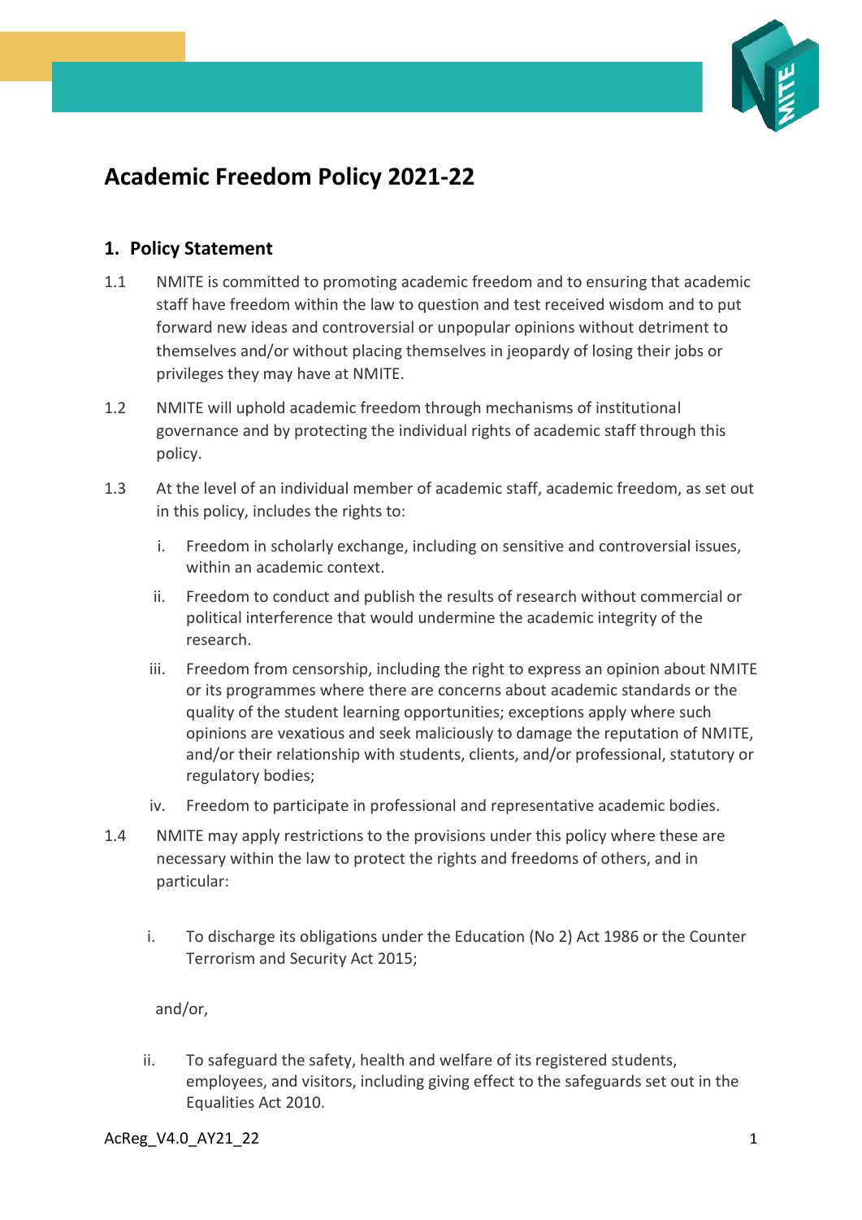# Academic Freedom Policy 2021-22

## 1. Policy Statement

1.1 NMITE is committed to promoting academic freedom and to ensuring that academic staff have freedom within the law to question and test received wisdom and to put forward new ideas and controversial or unpopular opinions without detriment to themselves and/or without placing themselves in jeopardy of losing their jobs or privileges they may have at NMITE.

1.2 NMITE will uphold academic freedom through mechanisms of institutional governance and by protecting the individual rights of academic staff through this policy.

1.3 At the level of an individual member of academic staff, academic freedom, as set out in this policy, includes the rights to:

i. Freedom in scholarly exchange, including on sensitive and controversial issues, within an academic context.

ii. Freedom to conduct and publish the results of research without commercial or political interference that would undermine the academic integrity of the research.

iii. Freedom from censorship, including the right to express an opinion about NMITE or its programmes where there are concerns about academic standards or the quality of the student learning opportunities; exceptions apply where such opinions are vexatious and seek maliciously to damage the reputation of NMITE, and/or their relationship with students, clients, and/or professional, statutory or regulatory bodies;

iv. Freedom to participate in professional and representative academic bodies.

1.4 NMITE may apply restrictions to the provisions under this policy where these are necessary within the law to protect the rights and freedoms of others, and in particular:

i. To discharge its obligations under the Education (No 2) Act 1986 or the Counter Terrorism and Security Act 2015;

and/or,

ii. To safeguard the safety, health and welfare of its registered students, employees, and visitors, including giving effect to the safeguards set out in the Equalities Act 2010.

AcReg_V4.0_AY21_22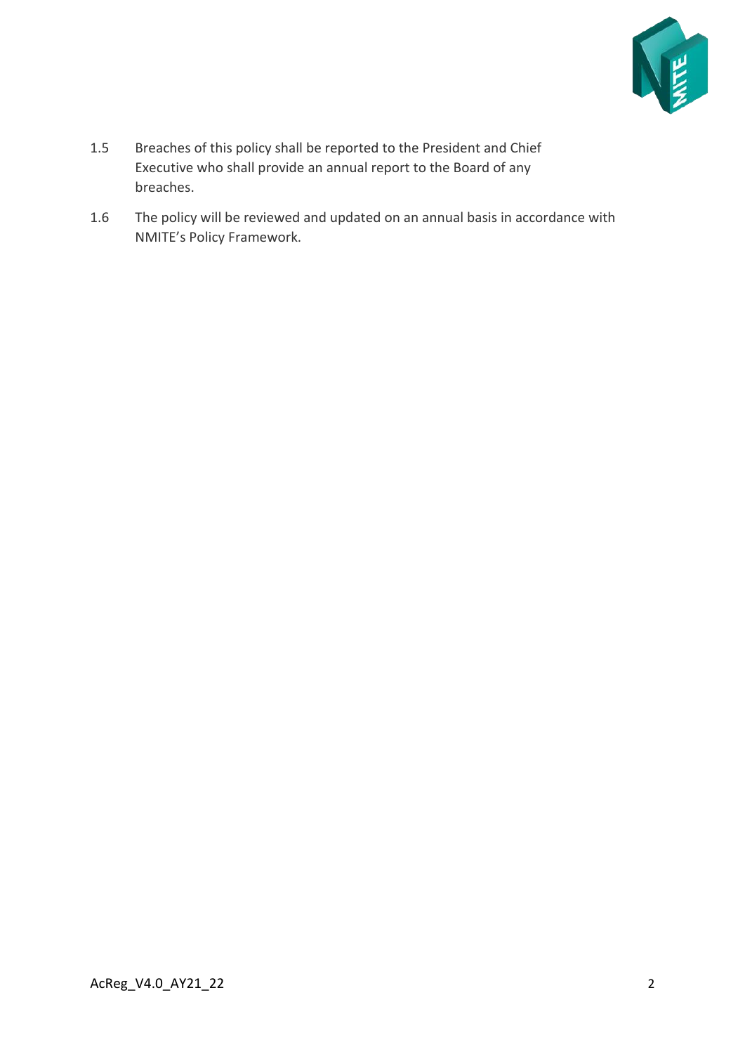1.5 Breaches of this policy shall be reported to the President and Chief Executive who shall provide an annual report to the Board of any breaches.

1.6 The policy will be reviewed and updated on an annual basis in accordance with NMITE's Policy Framework.